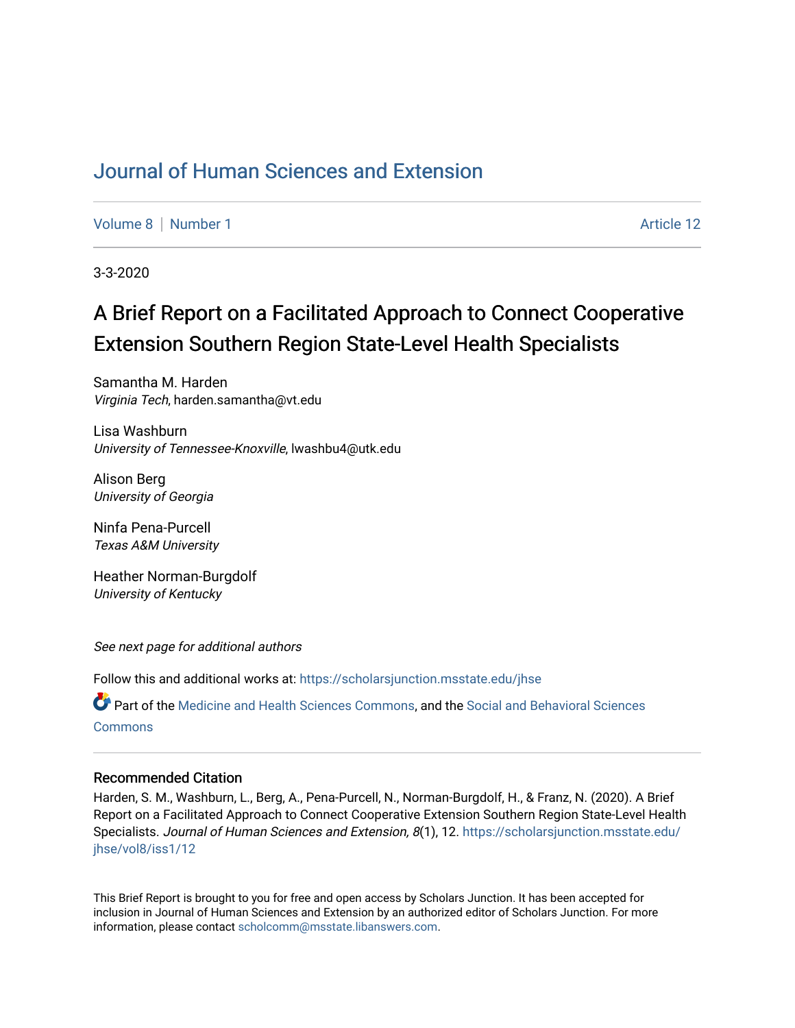# Journal of Human Sciences and Extension

Volume 8 | Number 1 Article 12

3-3-2020

## A Brief Report on a Facilitated Approach to Connect Cooperative Extension Southern Region State-Level Health Specialists

Samantha M. Harden
*Virginia Tech*, harden.samantha@vt.edu

Lisa Washburn
*University of Tennessee-Knoxville*, lwashbu4@utk.edu

Alison Berg
*University of Georgia*

Ninfa Pena-Purcell
*Texas A&M University*

Heather Norman-Burgdolf
*University of Kentucky*

*See next page for additional authors*

Follow this and additional works at: https://scholarsjunction.msstate.edu/jhse

Part of the Medicine and Health Sciences Commons, and the Social and Behavioral Sciences Commons

### Recommended Citation

Harden, S. M., Washburn, L., Berg, A., Pena-Purcell, N., Norman-Burgdolf, H., & Franz, N. (2020). A Brief Report on a Facilitated Approach to Connect Cooperative Extension Southern Region State-Level Health Specialists. *Journal of Human Sciences and Extension, 8*(1), 12. https://scholarsjunction.msstate.edu/jhse/vol8/iss1/12

This Brief Report is brought to you for free and open access by Scholars Junction. It has been accepted for inclusion in Journal of Human Sciences and Extension by an authorized editor of Scholars Junction. For more information, please contact scholcomm@msstate.libanswers.com.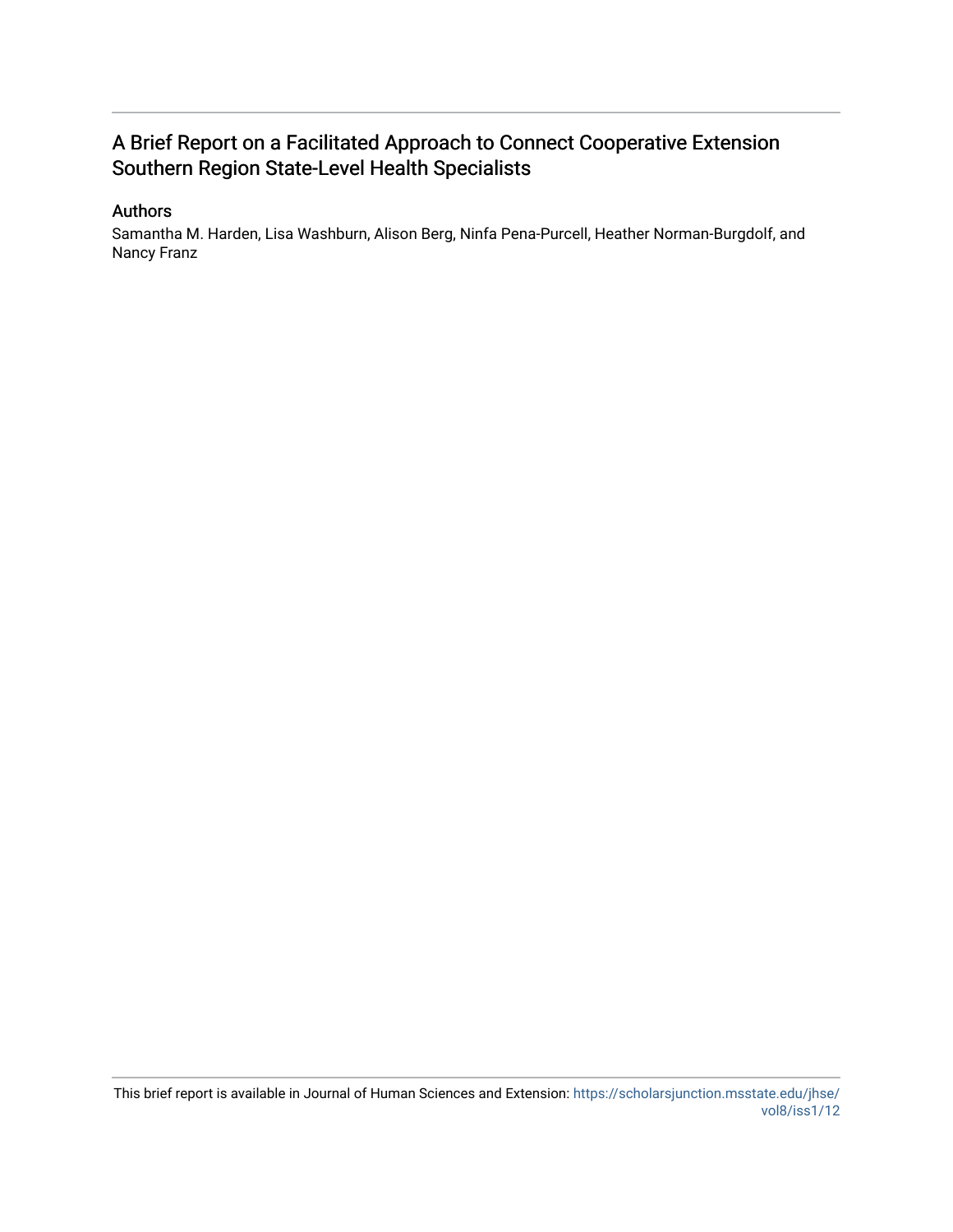# A Brief Report on a Facilitated Approach to Connect Cooperative Extension Southern Region State-Level Health Specialists

## Authors

Samantha M. Harden, Lisa Washburn, Alison Berg, Ninfa Pena-Purcell, Heather Norman-Burgdolf, and Nancy Franz

This brief report is available in Journal of Human Sciences and Extension: https://scholarsjunction.msstate.edu/jhse/vol8/iss1/12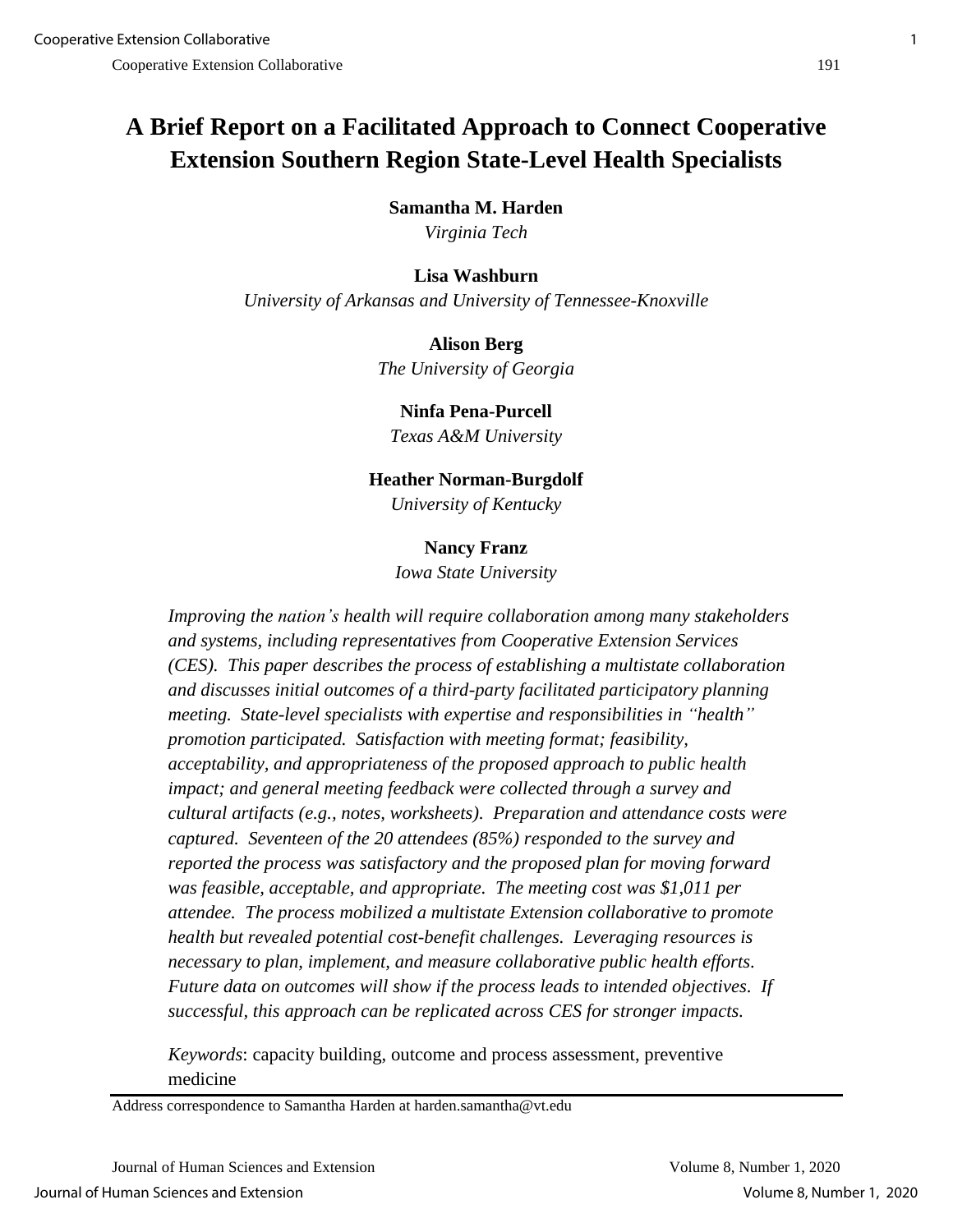# A Brief Report on a Facilitated Approach to Connect Cooperative Extension Southern Region State-Level Health Specialists

**Samantha M. Harden**
*Virginia Tech*

**Lisa Washburn**
*University of Arkansas and University of Tennessee-Knoxville*

**Alison Berg**
*The University of Georgia*

**Ninfa Pena-Purcell**
*Texas A&M University*

**Heather Norman-Burgdolf**
*University of Kentucky*

**Nancy Franz**
*Iowa State University*

*Improving the nation's health will require collaboration among many stakeholders and systems, including representatives from Cooperative Extension Services (CES). This paper describes the process of establishing a multistate collaboration and discusses initial outcomes of a third-party facilitated participatory planning meeting. State-level specialists with expertise and responsibilities in "health" promotion participated. Satisfaction with meeting format; feasibility, acceptability, and appropriateness of the proposed approach to public health impact; and general meeting feedback were collected through a survey and cultural artifacts (e.g., notes, worksheets). Preparation and attendance costs were captured. Seventeen of the 20 attendees (85%) responded to the survey and reported the process was satisfactory and the proposed plan for moving forward was feasible, acceptable, and appropriate. The meeting cost was $1,011 per attendee. The process mobilized a multistate Extension collaborative to promote health but revealed potential cost-benefit challenges. Leveraging resources is necessary to plan, implement, and measure collaborative public health efforts. Future data on outcomes will show if the process leads to intended objectives. If successful, this approach can be replicated across CES for stronger impacts.*

*Keywords*: capacity building, outcome and process assessment, preventive medicine

Address correspondence to Samantha Harden at harden.samantha@vt.edu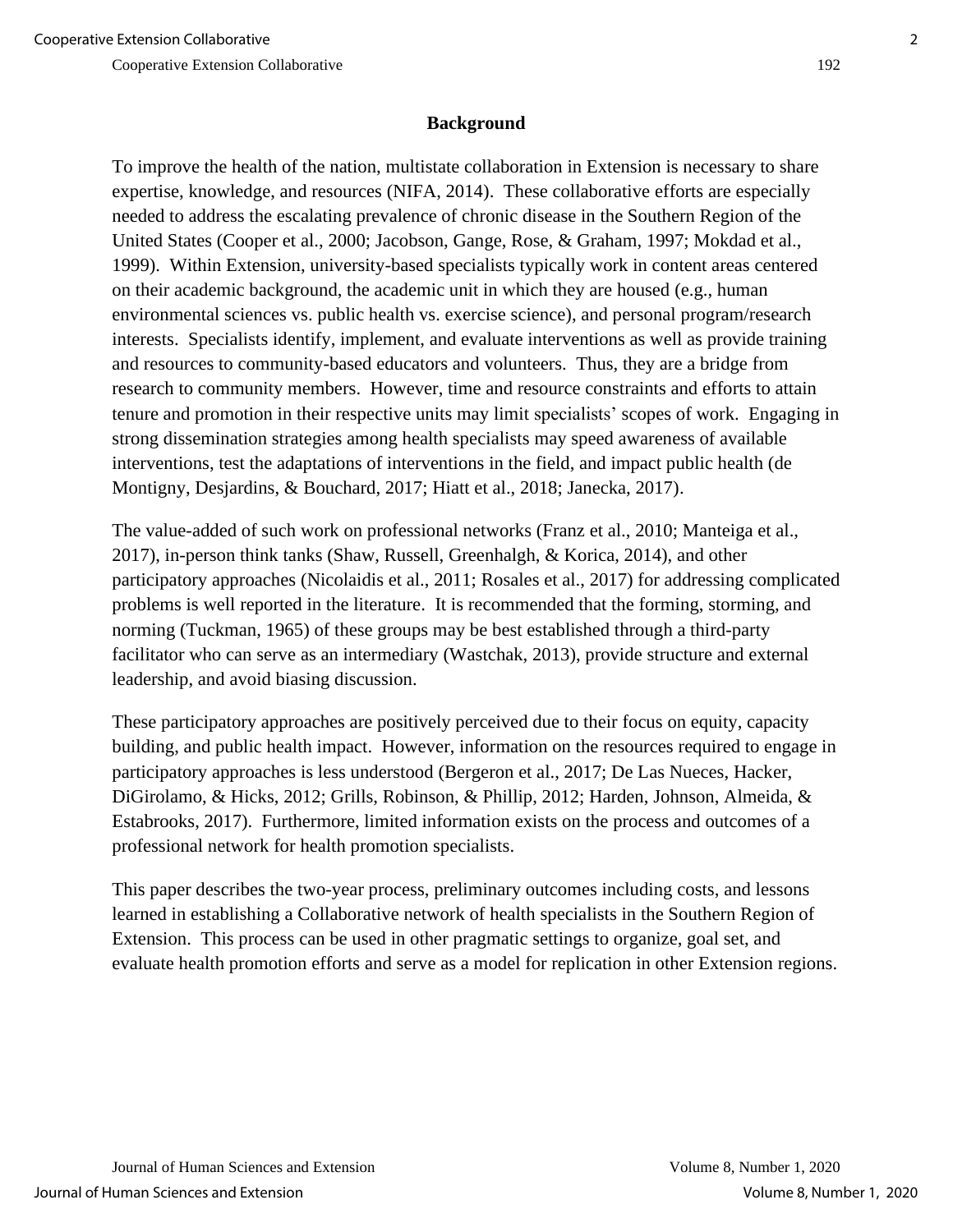## Background

To improve the health of the nation, multistate collaboration in Extension is necessary to share expertise, knowledge, and resources (NIFA, 2014). These collaborative efforts are especially needed to address the escalating prevalence of chronic disease in the Southern Region of the United States (Cooper et al., 2000; Jacobson, Gange, Rose, & Graham, 1997; Mokdad et al., 1999). Within Extension, university-based specialists typically work in content areas centered on their academic background, the academic unit in which they are housed (e.g., human environmental sciences vs. public health vs. exercise science), and personal program/research interests. Specialists identify, implement, and evaluate interventions as well as provide training and resources to community-based educators and volunteers. Thus, they are a bridge from research to community members. However, time and resource constraints and efforts to attain tenure and promotion in their respective units may limit specialists' scopes of work. Engaging in strong dissemination strategies among health specialists may speed awareness of available interventions, test the adaptations of interventions in the field, and impact public health (de Montigny, Desjardins, & Bouchard, 2017; Hiatt et al., 2018; Janecka, 2017).

The value-added of such work on professional networks (Franz et al., 2010; Manteiga et al., 2017), in-person think tanks (Shaw, Russell, Greenhalgh, & Korica, 2014), and other participatory approaches (Nicolaidis et al., 2011; Rosales et al., 2017) for addressing complicated problems is well reported in the literature. It is recommended that the forming, storming, and norming (Tuckman, 1965) of these groups may be best established through a third-party facilitator who can serve as an intermediary (Wastchak, 2013), provide structure and external leadership, and avoid biasing discussion.

These participatory approaches are positively perceived due to their focus on equity, capacity building, and public health impact. However, information on the resources required to engage in participatory approaches is less understood (Bergeron et al., 2017; De Las Nueces, Hacker, DiGirolamo, & Hicks, 2012; Grills, Robinson, & Phillip, 2012; Harden, Johnson, Almeida, & Estabrooks, 2017). Furthermore, limited information exists on the process and outcomes of a professional network for health promotion specialists.

This paper describes the two-year process, preliminary outcomes including costs, and lessons learned in establishing a Collaborative network of health specialists in the Southern Region of Extension. This process can be used in other pragmatic settings to organize, goal set, and evaluate health promotion efforts and serve as a model for replication in other Extension regions.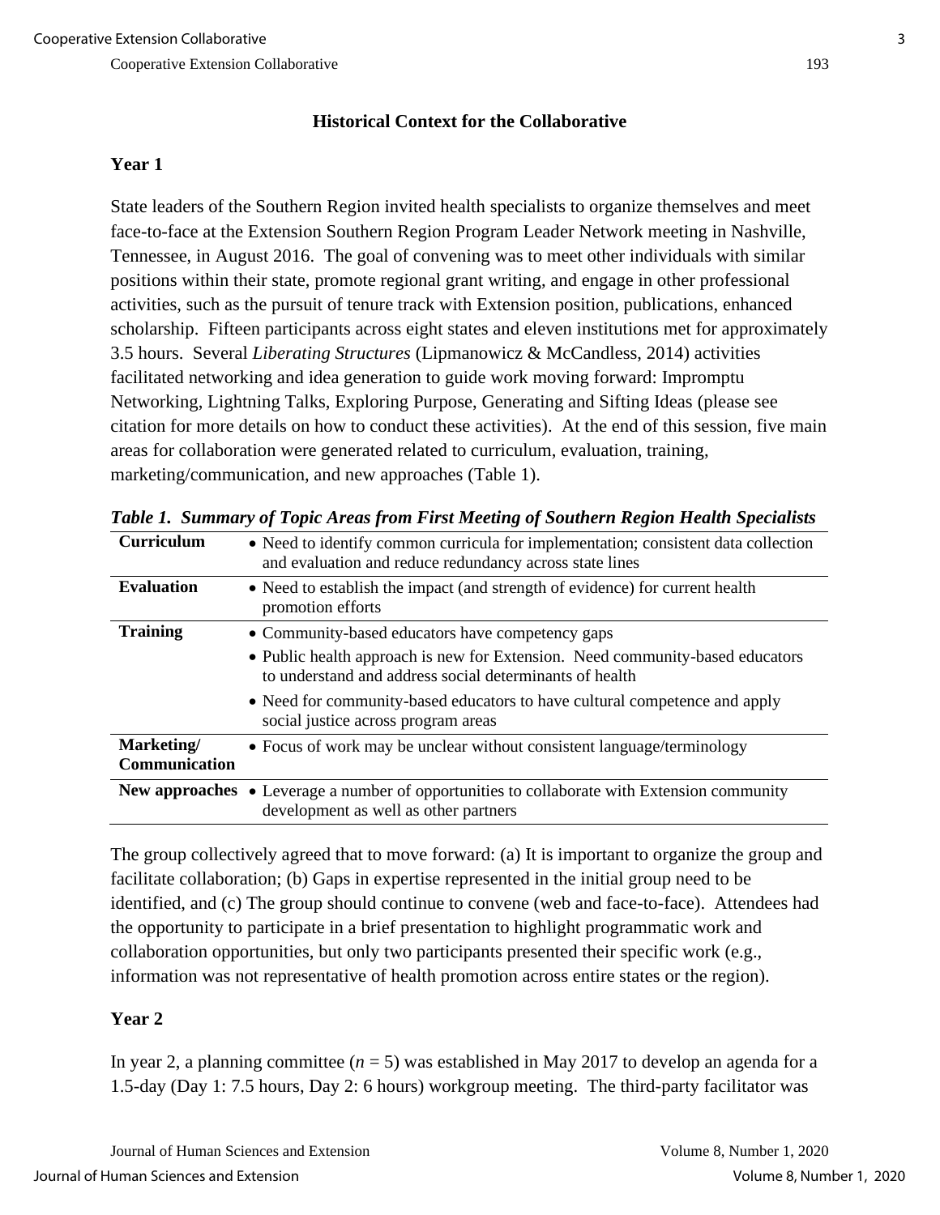## Historical Context for the Collaborative

### Year 1

State leaders of the Southern Region invited health specialists to organize themselves and meet face-to-face at the Extension Southern Region Program Leader Network meeting in Nashville, Tennessee, in August 2016. The goal of convening was to meet other individuals with similar positions within their state, promote regional grant writing, and engage in other professional activities, such as the pursuit of tenure track with Extension position, publications, enhanced scholarship. Fifteen participants across eight states and eleven institutions met for approximately 3.5 hours. Several *Liberating Structures* (Lipmanowicz & McCandless, 2014) activities facilitated networking and idea generation to guide work moving forward: Impromptu Networking, Lightning Talks, Exploring Purpose, Generating and Sifting Ideas (please see citation for more details on how to conduct these activities). At the end of this session, five main areas for collaboration were generated related to curriculum, evaluation, training, marketing/communication, and new approaches (Table 1).

***Table 1. Summary of Topic Areas from First Meeting of Southern Region Health Specialists***

| | |
|---|---|
| **Curriculum** | • Need to identify common curricula for implementation; consistent data collection and evaluation and reduce redundancy across state lines |
| **Evaluation** | • Need to establish the impact (and strength of evidence) for current health promotion efforts |
| **Training** | • Community-based educators have competency gaps<br>• Public health approach is new for Extension. Need community-based educators to understand and address social determinants of health<br>• Need for community-based educators to have cultural competence and apply social justice across program areas |
| **Marketing/ Communication** | • Focus of work may be unclear without consistent language/terminology |
| **New approaches** | • Leverage a number of opportunities to collaborate with Extension community development as well as other partners |

The group collectively agreed that to move forward: (a) It is important to organize the group and facilitate collaboration; (b) Gaps in expertise represented in the initial group need to be identified, and (c) The group should continue to convene (web and face-to-face). Attendees had the opportunity to participate in a brief presentation to highlight programmatic work and collaboration opportunities, but only two participants presented their specific work (e.g., information was not representative of health promotion across entire states or the region).

### Year 2

In year 2, a planning committee ($n = 5$) was established in May 2017 to develop an agenda for a 1.5-day (Day 1: 7.5 hours, Day 2: 6 hours) workgroup meeting. The third-party facilitator was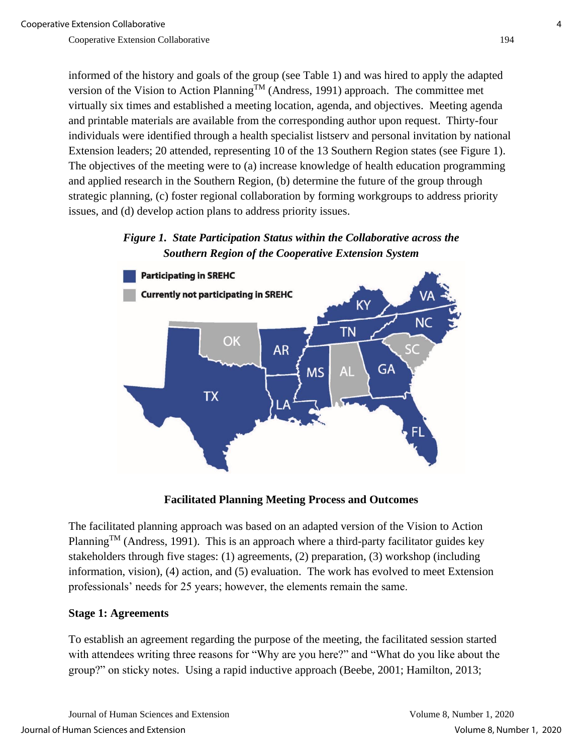informed of the history and goals of the group (see Table 1) and was hired to apply the adapted version of the Vision to Action Planning™ (Andress, 1991) approach. The committee met virtually six times and established a meeting location, agenda, and objectives. Meeting agenda and printable materials are available from the corresponding author upon request. Thirty-four individuals were identified through a health specialist listserv and personal invitation by national Extension leaders; 20 attended, representing 10 of the 13 Southern Region states (see Figure 1). The objectives of the meeting were to (a) increase knowledge of health education programming and applied research in the Southern Region, (b) determine the future of the group through strategic planning, (c) foster regional collaboration by forming workgroups to address priority issues, and (d) develop action plans to address priority issues.

***Figure 1. State Participation Status within the Collaborative across the Southern Region of the Cooperative Extension System***

**Facilitated Planning Meeting Process and Outcomes**

The facilitated planning approach was based on an adapted version of the Vision to Action Planning™ (Andress, 1991). This is an approach where a third-party facilitator guides key stakeholders through five stages: (1) agreements, (2) preparation, (3) workshop (including information, vision), (4) action, and (5) evaluation. The work has evolved to meet Extension professionals' needs for 25 years; however, the elements remain the same.

**Stage 1: Agreements**

To establish an agreement regarding the purpose of the meeting, the facilitated session started with attendees writing three reasons for "Why are you here?" and "What do you like about the group?" on sticky notes. Using a rapid inductive approach (Beebe, 2001; Hamilton, 2013;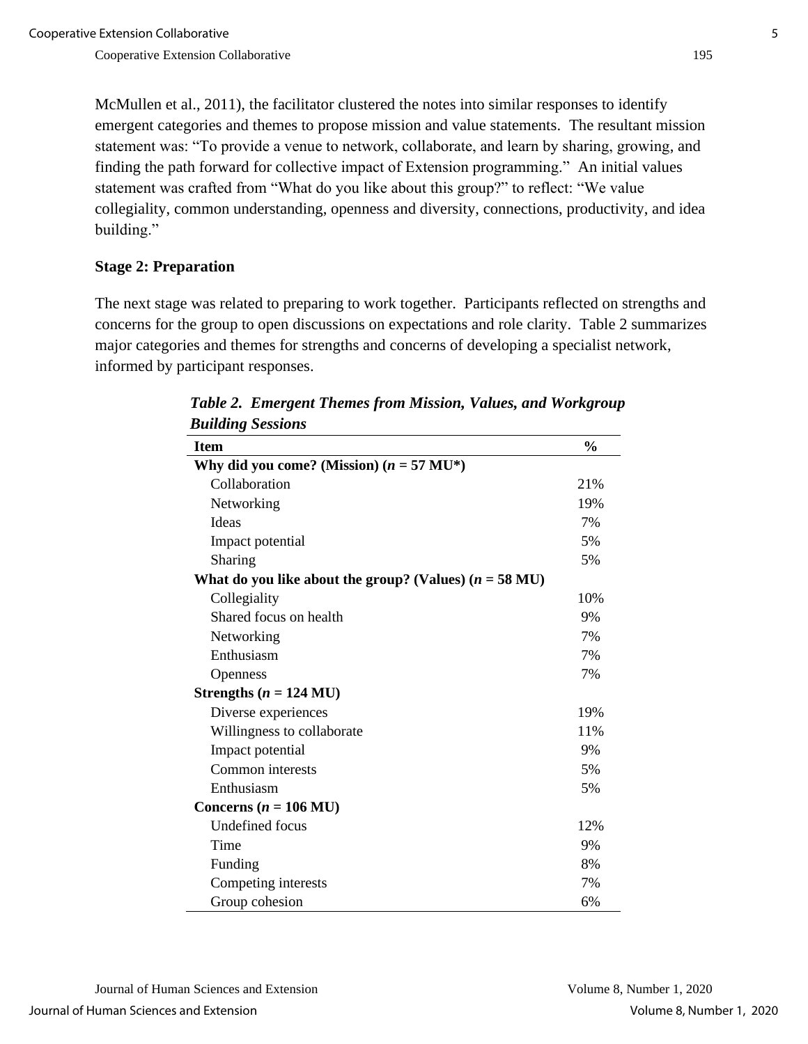McMullen et al., 2011), the facilitator clustered the notes into similar responses to identify emergent categories and themes to propose mission and value statements. The resultant mission statement was: "To provide a venue to network, collaborate, and learn by sharing, growing, and finding the path forward for collective impact of Extension programming." An initial values statement was crafted from "What do you like about this group?" to reflect: "We value collegiality, common understanding, openness and diversity, connections, productivity, and idea building."

### Stage 2: Preparation

The next stage was related to preparing to work together. Participants reflected on strengths and concerns for the group to open discussions on expectations and role clarity. Table 2 summarizes major categories and themes for strengths and concerns of developing a specialist network, informed by participant responses.

***Table 2. Emergent Themes from Mission, Values, and Workgroup Building Sessions***

| Item | % |
|---|---|
| **Why did you come? (Mission) (*n* = 57 MU*)** | |
| Collaboration | 21% |
| Networking | 19% |
| Ideas | 7% |
| Impact potential | 5% |
| Sharing | 5% |
| **What do you like about the group? (Values) (*n* = 58 MU)** | |
| Collegiality | 10% |
| Shared focus on health | 9% |
| Networking | 7% |
| Enthusiasm | 7% |
| Openness | 7% |
| **Strengths (*n* = 124 MU)** | |
| Diverse experiences | 19% |
| Willingness to collaborate | 11% |
| Impact potential | 9% |
| Common interests | 5% |
| Enthusiasm | 5% |
| **Concerns (*n* = 106 MU)** | |
| Undefined focus | 12% |
| Time | 9% |
| Funding | 8% |
| Competing interests | 7% |
| Group cohesion | 6% |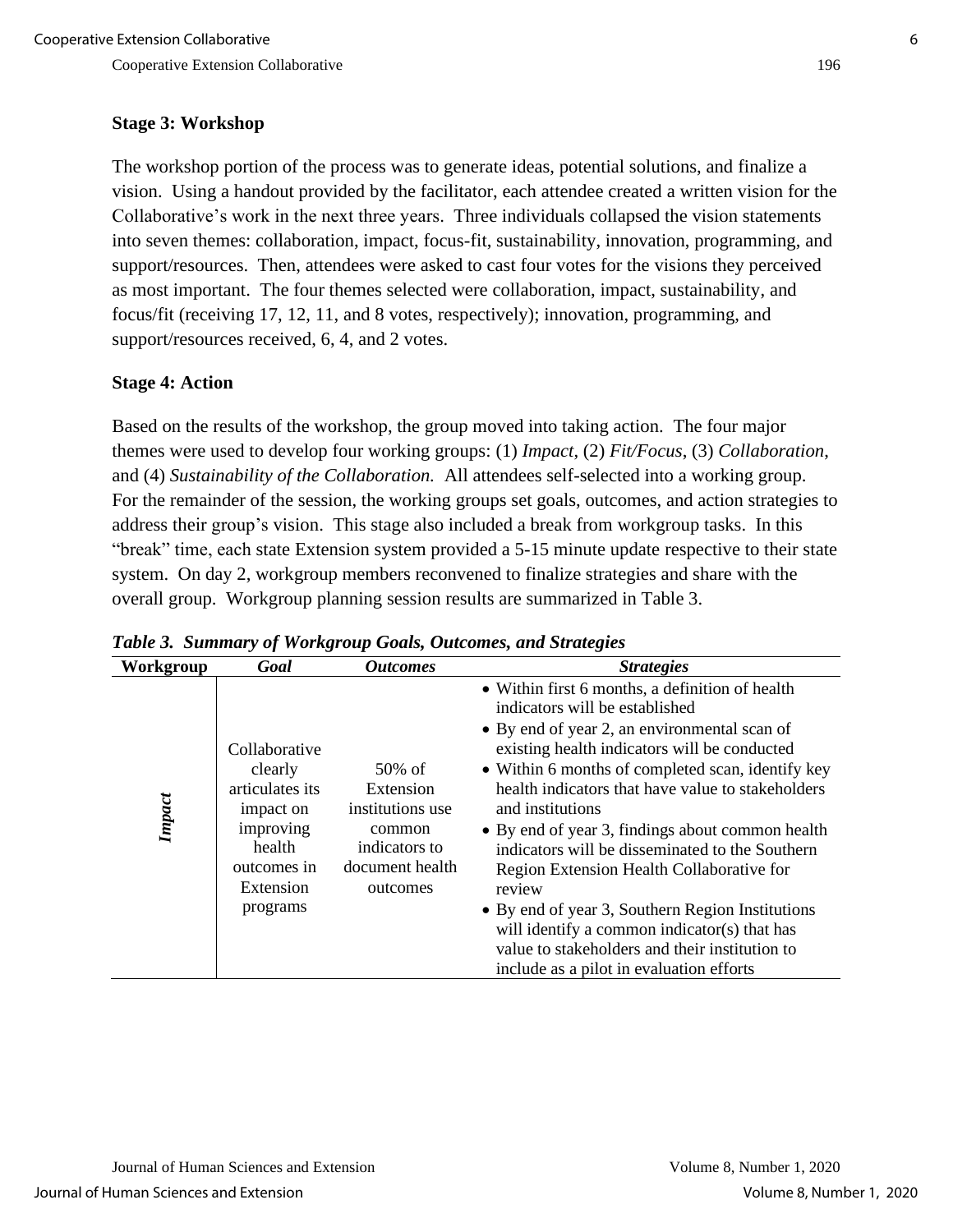**Stage 3: Workshop**

The workshop portion of the process was to generate ideas, potential solutions, and finalize a vision. Using a handout provided by the facilitator, each attendee created a written vision for the Collaborative's work in the next three years. Three individuals collapsed the vision statements into seven themes: collaboration, impact, focus-fit, sustainability, innovation, programming, and support/resources. Then, attendees were asked to cast four votes for the visions they perceived as most important. The four themes selected were collaboration, impact, sustainability, and focus/fit (receiving 17, 12, 11, and 8 votes, respectively); innovation, programming, and support/resources received, 6, 4, and 2 votes.

**Stage 4: Action**

Based on the results of the workshop, the group moved into taking action. The four major themes were used to develop four working groups: (1) *Impact*, (2) *Fit/Focus*, (3) *Collaboration*, and (4) *Sustainability of the Collaboration.* All attendees self-selected into a working group. For the remainder of the session, the working groups set goals, outcomes, and action strategies to address their group's vision. This stage also included a break from workgroup tasks. In this "break" time, each state Extension system provided a 5-15 minute update respective to their state system. On day 2, workgroup members reconvened to finalize strategies and share with the overall group. Workgroup planning session results are summarized in Table 3.

***Table 3. Summary of Workgroup Goals, Outcomes, and Strategies***

| Workgroup | *Goal* | *Outcomes* | *Strategies* |
| --- | --- | --- | --- |
| ***Impact*** | Collaborative clearly articulates its impact on improving health outcomes in Extension programs | 50% of Extension institutions use common indicators to document health outcomes | • Within first 6 months, a definition of health indicators will be established<br>• By end of year 2, an environmental scan of existing health indicators will be conducted<br>• Within 6 months of completed scan, identify key health indicators that have value to stakeholders and institutions<br>• By end of year 3, findings about common health indicators will be disseminated to the Southern Region Extension Health Collaborative for review<br>• By end of year 3, Southern Region Institutions will identify a common indicator(s) that has value to stakeholders and their institution to include as a pilot in evaluation efforts |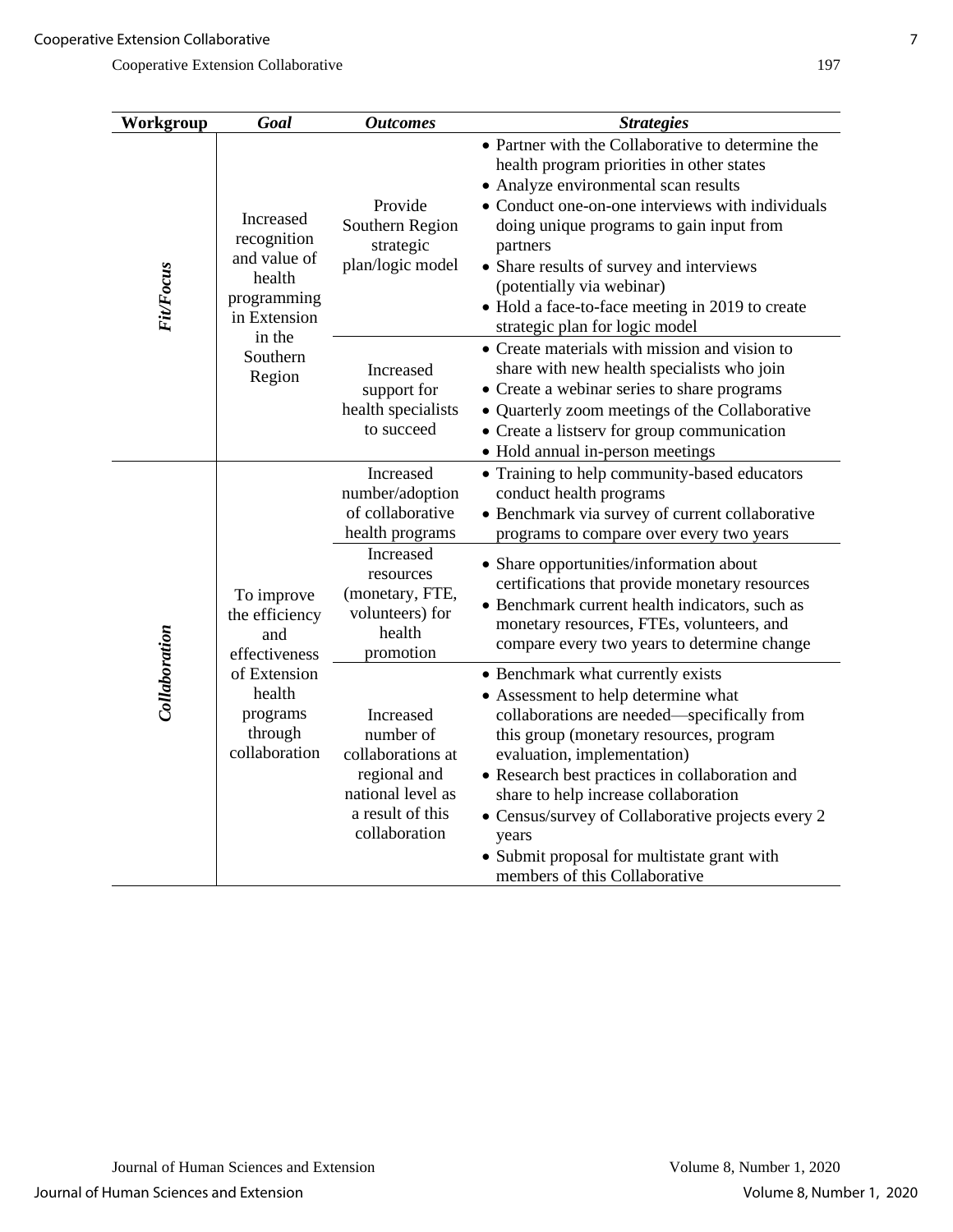| Workgroup | Goal | Outcomes | Strategies |
|---|---|---|---|
| ***Fit/Focus*** | Increased recognition and value of health programming in Extension in the Southern Region | Provide Southern Region strategic plan/logic model | • Partner with the Collaborative to determine the health program priorities in other states<br>• Analyze environmental scan results<br>• Conduct one-on-one interviews with individuals doing unique programs to gain input from partners<br>• Share results of survey and interviews (potentially via webinar)<br>• Hold a face-to-face meeting in 2019 to create strategic plan for logic model |
| | | Increased support for health specialists to succeed | • Create materials with mission and vision to share with new health specialists who join<br>• Create a webinar series to share programs<br>• Quarterly zoom meetings of the Collaborative<br>• Create a listserv for group communication<br>• Hold annual in-person meetings |
| ***Collaboration*** | To improve the efficiency and effectiveness of Extension health programs through collaboration | Increased number/adoption of collaborative health programs | • Training to help community-based educators conduct health programs<br>• Benchmark via survey of current collaborative programs to compare over every two years |
| | | Increased resources (monetary, FTE, volunteers) for health promotion | • Share opportunities/information about certifications that provide monetary resources<br>• Benchmark current health indicators, such as monetary resources, FTEs, volunteers, and compare every two years to determine change |
| | | Increased number of collaborations at regional and national level as a result of this collaboration | • Benchmark what currently exists<br>• Assessment to help determine what collaborations are needed—specifically from this group (monetary resources, program evaluation, implementation)<br>• Research best practices in collaboration and share to help increase collaboration<br>• Census/survey of Collaborative projects every 2 years<br>• Submit proposal for multistate grant with members of this Collaborative |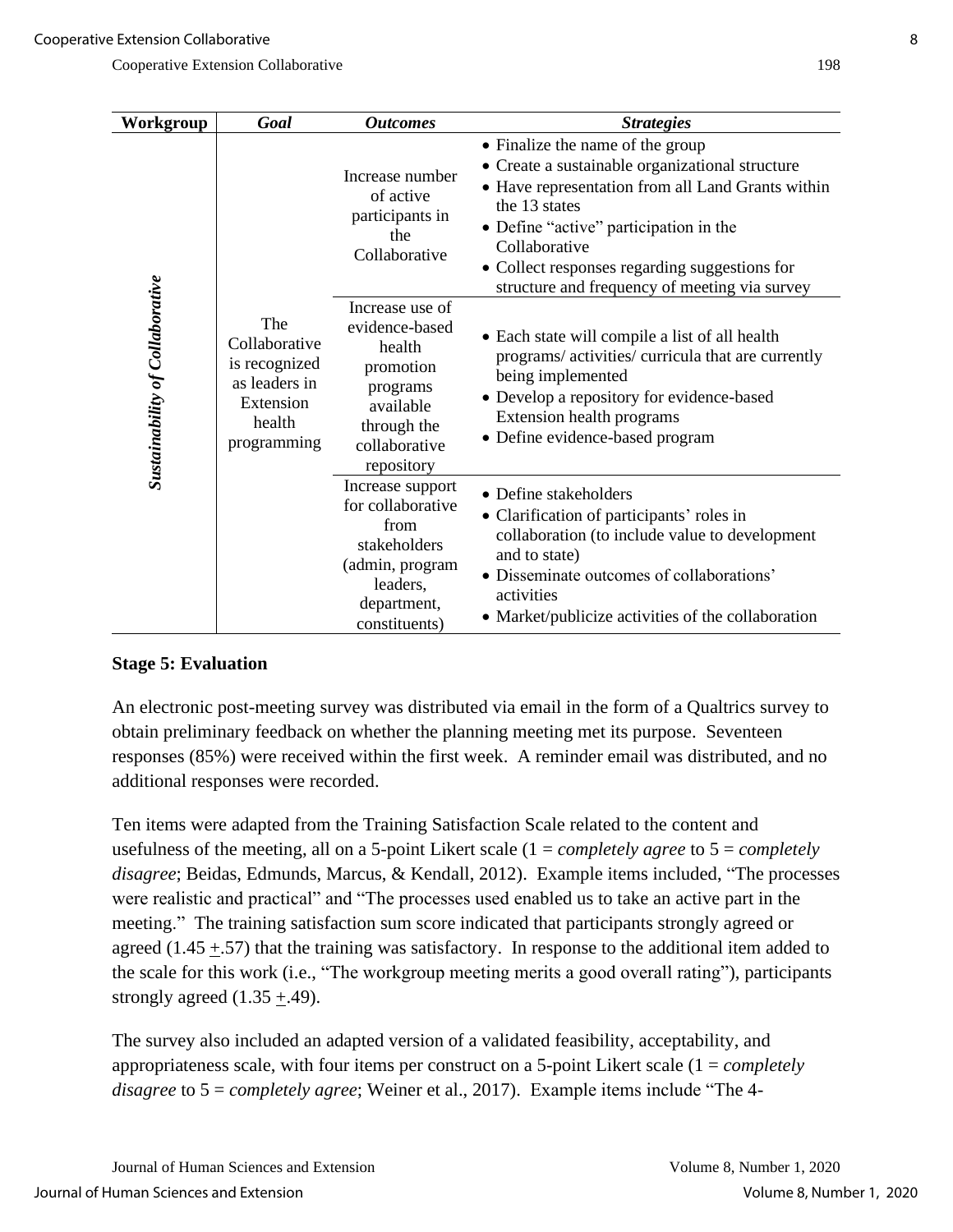| Workgroup | *Goal* | *Outcomes* | *Strategies* |
|---|---|---|---|
| ***Sustainability of Collaborative*** | The Collaborative is recognized as leaders in Extension health programming | Increase number of active participants in the Collaborative | • Finalize the name of the group<br>• Create a sustainable organizational structure<br>• Have representation from all Land Grants within the 13 states<br>• Define "active" participation in the Collaborative<br>• Collect responses regarding suggestions for structure and frequency of meeting via survey |
| | | Increase use of evidence-based health promotion programs available through the collaborative repository | • Each state will compile a list of all health programs/ activities/ curricula that are currently being implemented<br>• Develop a repository for evidence-based Extension health programs<br>• Define evidence-based program |
| | | Increase support for collaborative from stakeholders (admin, program leaders, department, constituents) | • Define stakeholders<br>• Clarification of participants' roles in collaboration (to include value to development and to state)<br>• Disseminate outcomes of collaborations' activities<br>• Market/publicize activities of the collaboration |

### Stage 5: Evaluation

An electronic post-meeting survey was distributed via email in the form of a Qualtrics survey to obtain preliminary feedback on whether the planning meeting met its purpose. Seventeen responses (85%) were received within the first week. A reminder email was distributed, and no additional responses were recorded.

Ten items were adapted from the Training Satisfaction Scale related to the content and usefulness of the meeting, all on a 5-point Likert scale (1 = *completely agree* to 5 = *completely disagree*; Beidas, Edmunds, Marcus, & Kendall, 2012). Example items included, "The processes were realistic and practical" and "The processes used enabled us to take an active part in the meeting." The training satisfaction sum score indicated that participants strongly agreed or agreed ($1.45 \pm .57$) that the training was satisfactory. In response to the additional item added to the scale for this work (i.e., "The workgroup meeting merits a good overall rating"), participants strongly agreed ($1.35 \pm .49$).

The survey also included an adapted version of a validated feasibility, acceptability, and appropriateness scale, with four items per construct on a 5-point Likert scale (1 = *completely disagree* to 5 = *completely agree*; Weiner et al., 2017). Example items include "The 4-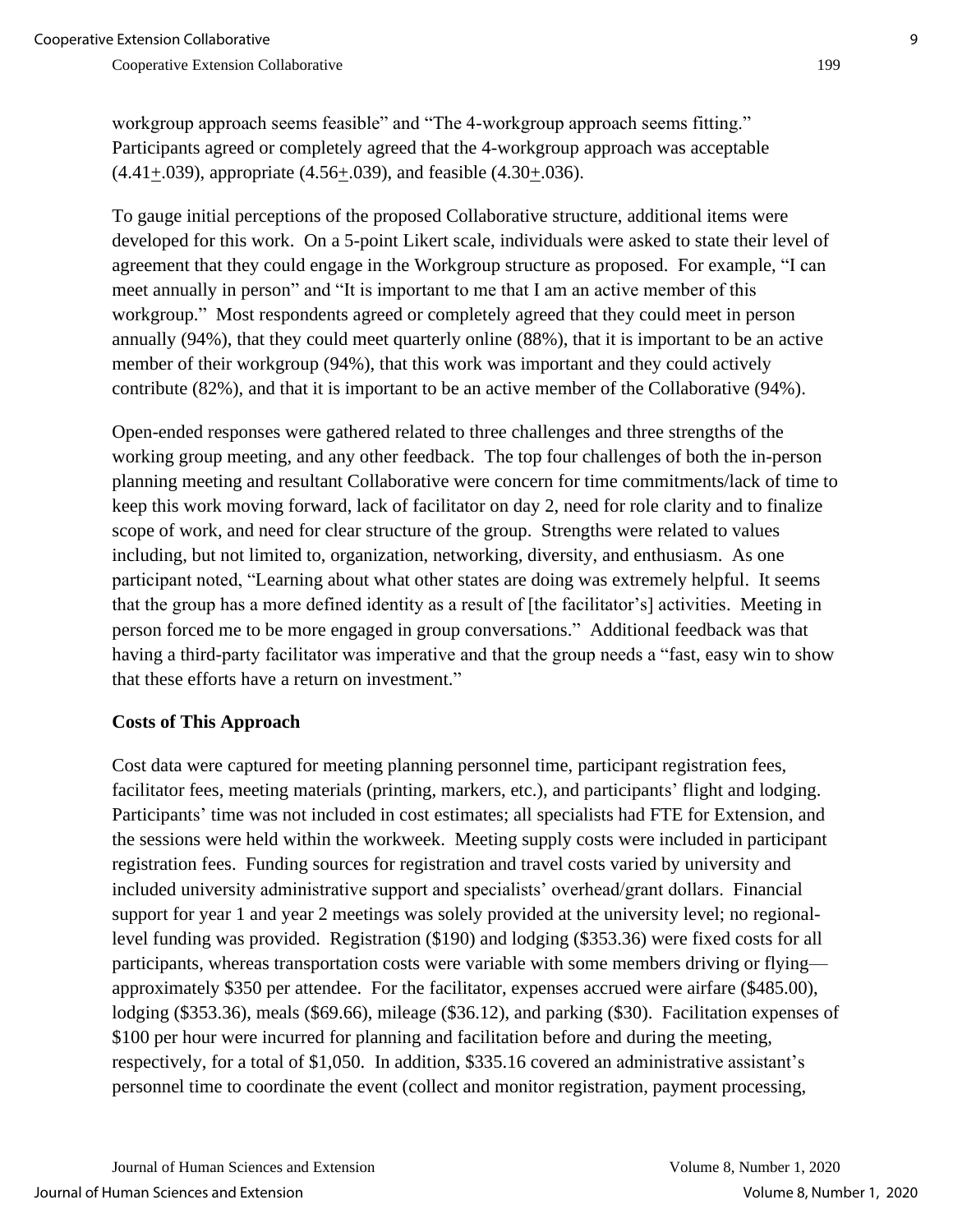workgroup approach seems feasible" and "The 4-workgroup approach seems fitting." Participants agreed or completely agreed that the 4-workgroup approach was acceptable ($4.41 \pm .039$), appropriate ($4.56 \pm .039$), and feasible ($4.30 \pm .036$).

To gauge initial perceptions of the proposed Collaborative structure, additional items were developed for this work. On a 5-point Likert scale, individuals were asked to state their level of agreement that they could engage in the Workgroup structure as proposed. For example, "I can meet annually in person" and "It is important to me that I am an active member of this workgroup." Most respondents agreed or completely agreed that they could meet in person annually (94%), that they could meet quarterly online (88%), that it is important to be an active member of their workgroup (94%), that this work was important and they could actively contribute (82%), and that it is important to be an active member of the Collaborative (94%).

Open-ended responses were gathered related to three challenges and three strengths of the working group meeting, and any other feedback. The top four challenges of both the in-person planning meeting and resultant Collaborative were concern for time commitments/lack of time to keep this work moving forward, lack of facilitator on day 2, need for role clarity and to finalize scope of work, and need for clear structure of the group. Strengths were related to values including, but not limited to, organization, networking, diversity, and enthusiasm. As one participant noted, "Learning about what other states are doing was extremely helpful. It seems that the group has a more defined identity as a result of [the facilitator's] activities. Meeting in person forced me to be more engaged in group conversations." Additional feedback was that having a third-party facilitator was imperative and that the group needs a "fast, easy win to show that these efforts have a return on investment."

### Costs of This Approach

Cost data were captured for meeting planning personnel time, participant registration fees, facilitator fees, meeting materials (printing, markers, etc.), and participants' flight and lodging. Participants' time was not included in cost estimates; all specialists had FTE for Extension, and the sessions were held within the workweek. Meeting supply costs were included in participant registration fees. Funding sources for registration and travel costs varied by university and included university administrative support and specialists' overhead/grant dollars. Financial support for year 1 and year 2 meetings was solely provided at the university level; no regional-level funding was provided. Registration ($190) and lodging ($353.36) were fixed costs for all participants, whereas transportation costs were variable with some members driving or flying—approximately $350 per attendee. For the facilitator, expenses accrued were airfare ($485.00), lodging ($353.36), meals ($69.66), mileage ($36.12), and parking ($30). Facilitation expenses of $100 per hour were incurred for planning and facilitation before and during the meeting, respectively, for a total of $1,050. In addition, $335.16 covered an administrative assistant's personnel time to coordinate the event (collect and monitor registration, payment processing,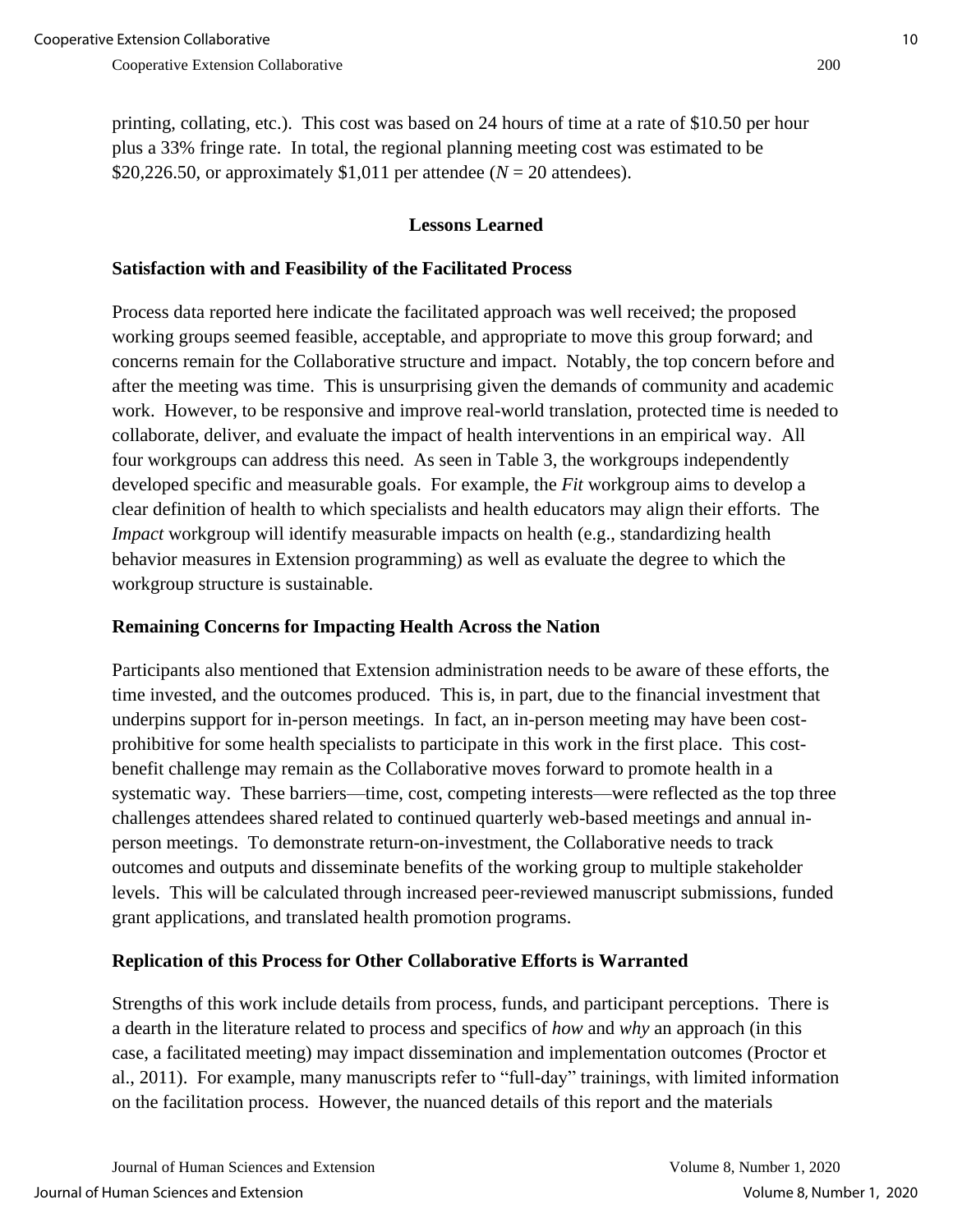printing, collating, etc.). This cost was based on 24 hours of time at a rate of $10.50 per hour plus a 33% fringe rate. In total, the regional planning meeting cost was estimated to be $20,226.50, or approximately $1,011 per attendee (*N* = 20 attendees).

## Lessons Learned

### Satisfaction with and Feasibility of the Facilitated Process

Process data reported here indicate the facilitated approach was well received; the proposed working groups seemed feasible, acceptable, and appropriate to move this group forward; and concerns remain for the Collaborative structure and impact. Notably, the top concern before and after the meeting was time. This is unsurprising given the demands of community and academic work. However, to be responsive and improve real-world translation, protected time is needed to collaborate, deliver, and evaluate the impact of health interventions in an empirical way. All four workgroups can address this need. As seen in Table 3, the workgroups independently developed specific and measurable goals. For example, the *Fit* workgroup aims to develop a clear definition of health to which specialists and health educators may align their efforts. The *Impact* workgroup will identify measurable impacts on health (e.g., standardizing health behavior measures in Extension programming) as well as evaluate the degree to which the workgroup structure is sustainable.

### Remaining Concerns for Impacting Health Across the Nation

Participants also mentioned that Extension administration needs to be aware of these efforts, the time invested, and the outcomes produced. This is, in part, due to the financial investment that underpins support for in-person meetings. In fact, an in-person meeting may have been cost-prohibitive for some health specialists to participate in this work in the first place. This cost-benefit challenge may remain as the Collaborative moves forward to promote health in a systematic way. These barriers—time, cost, competing interests—were reflected as the top three challenges attendees shared related to continued quarterly web-based meetings and annual in-person meetings. To demonstrate return-on-investment, the Collaborative needs to track outcomes and outputs and disseminate benefits of the working group to multiple stakeholder levels. This will be calculated through increased peer-reviewed manuscript submissions, funded grant applications, and translated health promotion programs.

### Replication of this Process for Other Collaborative Efforts is Warranted

Strengths of this work include details from process, funds, and participant perceptions. There is a dearth in the literature related to process and specifics of *how* and *why* an approach (in this case, a facilitated meeting) may impact dissemination and implementation outcomes (Proctor et al., 2011). For example, many manuscripts refer to "full-day" trainings, with limited information on the facilitation process. However, the nuanced details of this report and the materials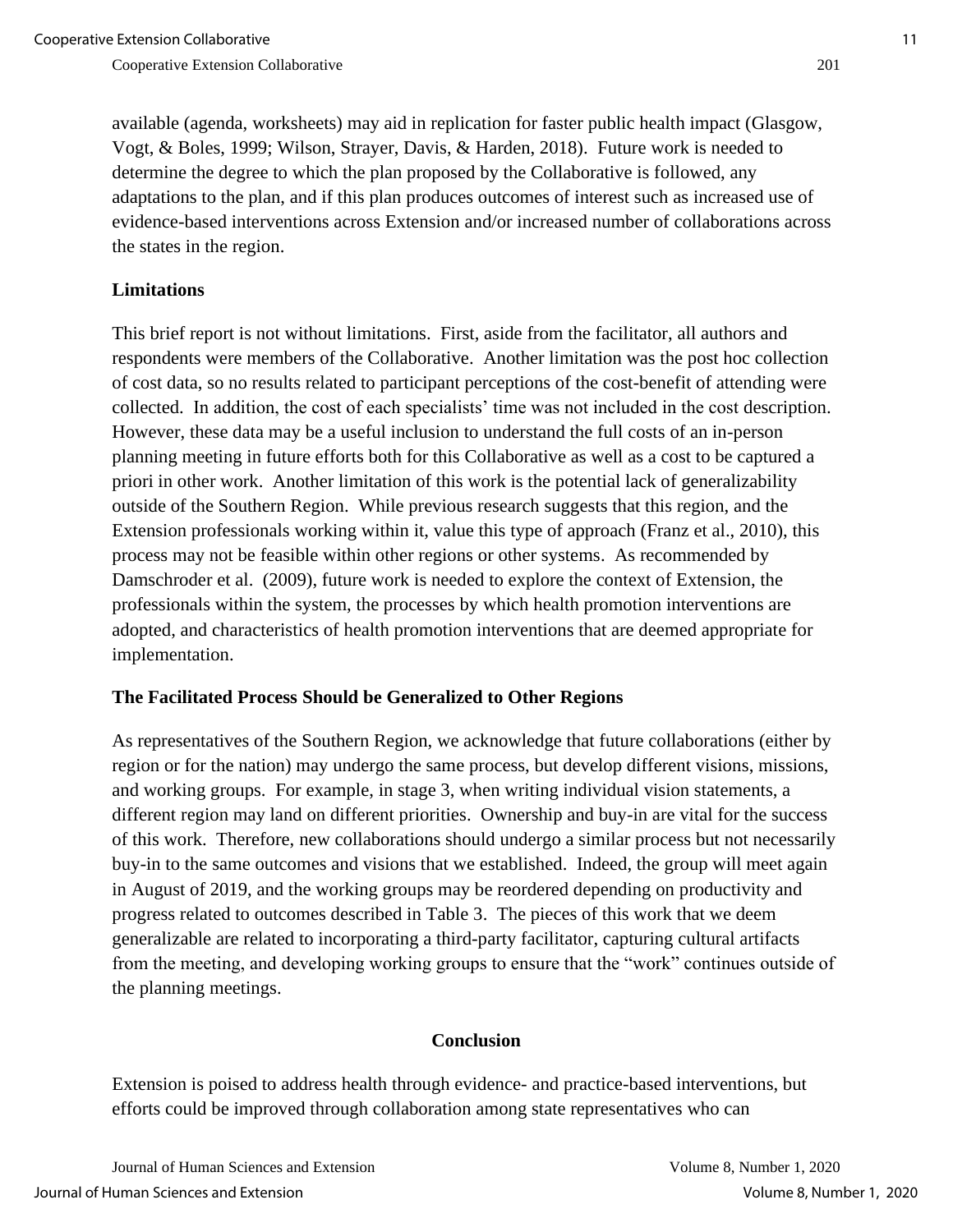available (agenda, worksheets) may aid in replication for faster public health impact (Glasgow, Vogt, & Boles, 1999; Wilson, Strayer, Davis, & Harden, 2018). Future work is needed to determine the degree to which the plan proposed by the Collaborative is followed, any adaptations to the plan, and if this plan produces outcomes of interest such as increased use of evidence-based interventions across Extension and/or increased number of collaborations across the states in the region.

### Limitations

This brief report is not without limitations. First, aside from the facilitator, all authors and respondents were members of the Collaborative. Another limitation was the post hoc collection of cost data, so no results related to participant perceptions of the cost-benefit of attending were collected. In addition, the cost of each specialists' time was not included in the cost description. However, these data may be a useful inclusion to understand the full costs of an in-person planning meeting in future efforts both for this Collaborative as well as a cost to be captured a priori in other work. Another limitation of this work is the potential lack of generalizability outside of the Southern Region. While previous research suggests that this region, and the Extension professionals working within it, value this type of approach (Franz et al., 2010), this process may not be feasible within other regions or other systems. As recommended by Damschroder et al. (2009), future work is needed to explore the context of Extension, the professionals within the system, the processes by which health promotion interventions are adopted, and characteristics of health promotion interventions that are deemed appropriate for implementation.

### The Facilitated Process Should be Generalized to Other Regions

As representatives of the Southern Region, we acknowledge that future collaborations (either by region or for the nation) may undergo the same process, but develop different visions, missions, and working groups. For example, in stage 3, when writing individual vision statements, a different region may land on different priorities. Ownership and buy-in are vital for the success of this work. Therefore, new collaborations should undergo a similar process but not necessarily buy-in to the same outcomes and visions that we established. Indeed, the group will meet again in August of 2019, and the working groups may be reordered depending on productivity and progress related to outcomes described in Table 3. The pieces of this work that we deem generalizable are related to incorporating a third-party facilitator, capturing cultural artifacts from the meeting, and developing working groups to ensure that the "work" continues outside of the planning meetings.

## Conclusion

Extension is poised to address health through evidence- and practice-based interventions, but efforts could be improved through collaboration among state representatives who can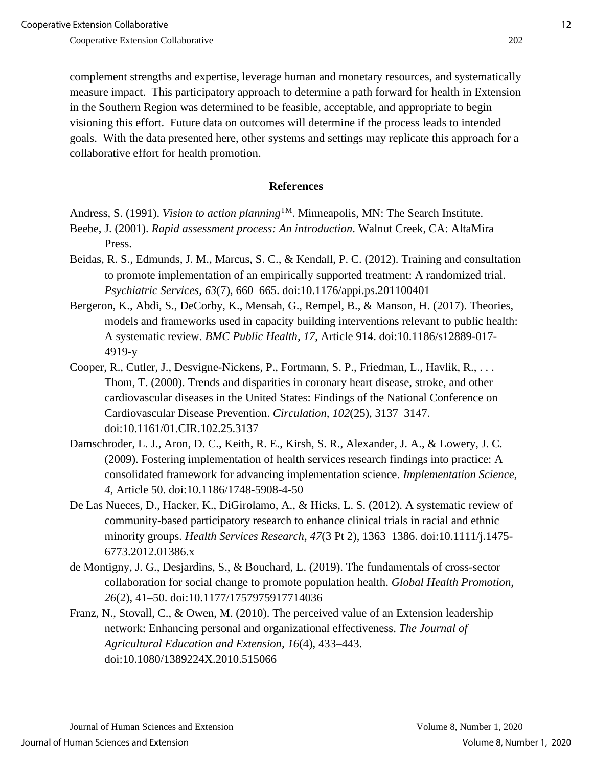complement strengths and expertise, leverage human and monetary resources, and systematically measure impact. This participatory approach to determine a path forward for health in Extension in the Southern Region was determined to be feasible, acceptable, and appropriate to begin visioning this effort. Future data on outcomes will determine if the process leads to intended goals. With the data presented here, other systems and settings may replicate this approach for a collaborative effort for health promotion.

## References

Andress, S. (1991). *Vision to action planning*™. Minneapolis, MN: The Search Institute.

Beebe, J. (2001). *Rapid assessment process: An introduction*. Walnut Creek, CA: AltaMira Press.

Beidas, R. S., Edmunds, J. M., Marcus, S. C., & Kendall, P. C. (2012). Training and consultation to promote implementation of an empirically supported treatment: A randomized trial. *Psychiatric Services, 63*(7), 660–665. doi:10.1176/appi.ps.201100401

Bergeron, K., Abdi, S., DeCorby, K., Mensah, G., Rempel, B., & Manson, H. (2017). Theories, models and frameworks used in capacity building interventions relevant to public health: A systematic review. *BMC Public Health, 17*, Article 914. doi:10.1186/s12889-017-4919-y

Cooper, R., Cutler, J., Desvigne-Nickens, P., Fortmann, S. P., Friedman, L., Havlik, R., . . . Thom, T. (2000). Trends and disparities in coronary heart disease, stroke, and other cardiovascular diseases in the United States: Findings of the National Conference on Cardiovascular Disease Prevention. *Circulation, 102*(25), 3137–3147. doi:10.1161/01.CIR.102.25.3137

Damschroder, L. J., Aron, D. C., Keith, R. E., Kirsh, S. R., Alexander, J. A., & Lowery, J. C. (2009). Fostering implementation of health services research findings into practice: A consolidated framework for advancing implementation science. *Implementation Science, 4*, Article 50. doi:10.1186/1748-5908-4-50

De Las Nueces, D., Hacker, K., DiGirolamo, A., & Hicks, L. S. (2012). A systematic review of community-based participatory research to enhance clinical trials in racial and ethnic minority groups. *Health Services Research, 47*(3 Pt 2), 1363–1386. doi:10.1111/j.1475-6773.2012.01386.x

de Montigny, J. G., Desjardins, S., & Bouchard, L. (2019). The fundamentals of cross-sector collaboration for social change to promote population health. *Global Health Promotion, 26*(2), 41–50. doi:10.1177/1757975917714036

Franz, N., Stovall, C., & Owen, M. (2010). The perceived value of an Extension leadership network: Enhancing personal and organizational effectiveness. *The Journal of Agricultural Education and Extension, 16*(4), 433–443. doi:10.1080/1389224X.2010.515066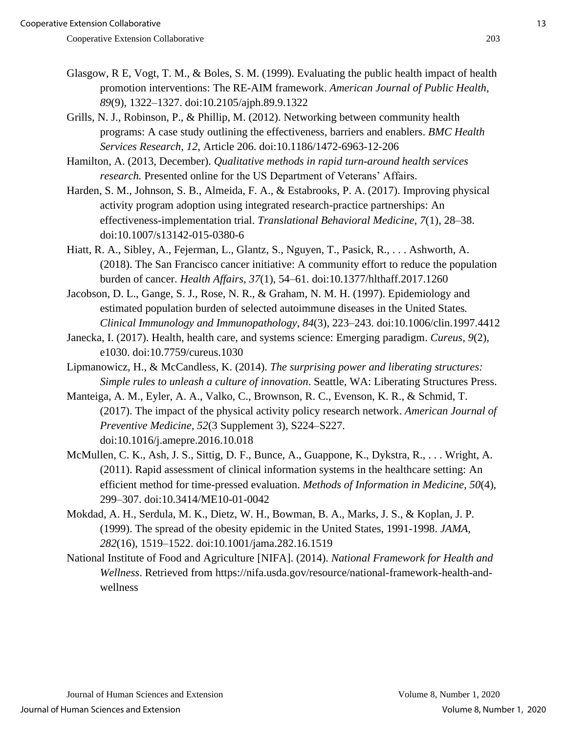Glasgow, R E, Vogt, T. M., & Boles, S. M. (1999). Evaluating the public health impact of health promotion interventions: The RE-AIM framework. *American Journal of Public Health, 89*(9), 1322–1327. doi:10.2105/ajph.89.9.1322

Grills, N. J., Robinson, P., & Phillip, M. (2012). Networking between community health programs: A case study outlining the effectiveness, barriers and enablers. *BMC Health Services Research*, *12*, Article 206. doi:10.1186/1472-6963-12-206

Hamilton, A. (2013, December). *Qualitative methods in rapid turn-around health services research.* Presented online for the US Department of Veterans' Affairs.

Harden, S. M., Johnson, S. B., Almeida, F. A., & Estabrooks, P. A. (2017). Improving physical activity program adoption using integrated research-practice partnerships: An effectiveness-implementation trial. *Translational Behavioral Medicine, 7*(1), 28–38. doi:10.1007/s13142-015-0380-6

Hiatt, R. A., Sibley, A., Fejerman, L., Glantz, S., Nguyen, T., Pasick, R., . . . Ashworth, A. (2018). The San Francisco cancer initiative: A community effort to reduce the population burden of cancer. *Health Affairs, 37*(1), 54–61. doi:10.1377/hlthaff.2017.1260

Jacobson, D. L., Gange, S. J., Rose, N. R., & Graham, N. M. H. (1997). Epidemiology and estimated population burden of selected autoimmune diseases in the United States*. Clinical Immunology and Immunopathology*, *84*(3), 223–243. doi:10.1006/clin.1997.4412

Janecka, I. (2017). Health, health care, and systems science: Emerging paradigm. *Cureus, 9*(2), e1030. doi:10.7759/cureus.1030

Lipmanowicz, H., & McCandless, K. (2014). *The surprising power and liberating structures: Simple rules to unleash a culture of innovation*. Seattle, WA: Liberating Structures Press.

Manteiga, A. M., Eyler, A. A., Valko, C., Brownson, R. C., Evenson, K. R., & Schmid, T. (2017). The impact of the physical activity policy research network. *American Journal of Preventive Medicine*, *52*(3 Supplement 3), S224–S227. doi:10.1016/j.amepre.2016.10.018

McMullen, C. K., Ash, J. S., Sittig, D. F., Bunce, A., Guappone, K., Dykstra, R., . . . Wright, A. (2011). Rapid assessment of clinical information systems in the healthcare setting: An efficient method for time-pressed evaluation. *Methods of Information in Medicine, 50*(4), 299–307. doi:10.3414/ME10-01-0042

Mokdad, A. H., Serdula, M. K., Dietz, W. H., Bowman, B. A., Marks, J. S., & Koplan, J. P. (1999). The spread of the obesity epidemic in the United States, 1991-1998. *JAMA, 282*(16), 1519–1522. doi:10.1001/jama.282.16.1519

National Institute of Food and Agriculture [NIFA]. (2014). *National Framework for Health and Wellness*. Retrieved from https://nifa.usda.gov/resource/national-framework-health-and-wellness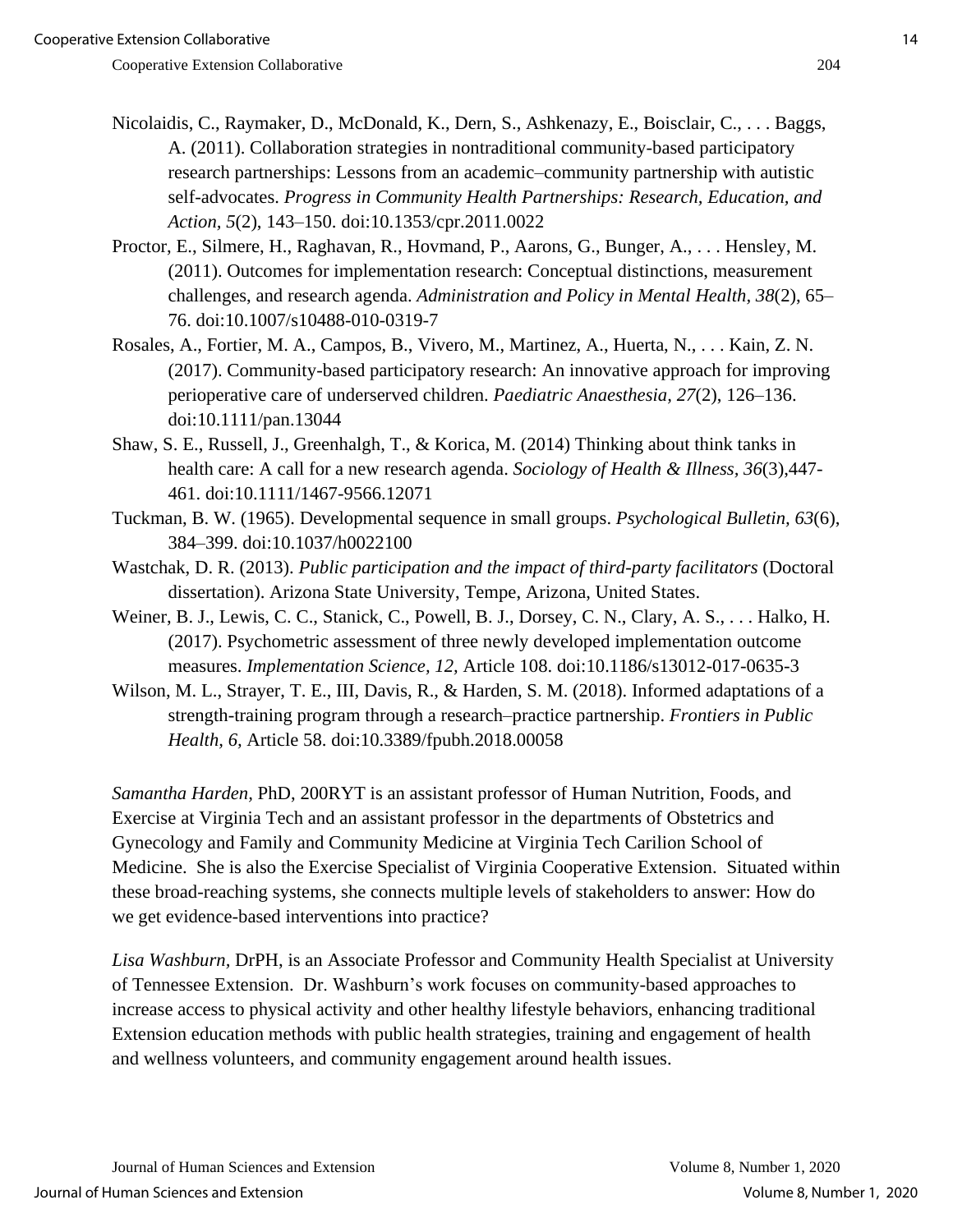Nicolaidis, C., Raymaker, D., McDonald, K., Dern, S., Ashkenazy, E., Boisclair, C., . . . Baggs, A. (2011). Collaboration strategies in nontraditional community-based participatory research partnerships: Lessons from an academic–community partnership with autistic self-advocates. *Progress in Community Health Partnerships: Research, Education, and Action, 5*(2), 143–150. doi:10.1353/cpr.2011.0022

Proctor, E., Silmere, H., Raghavan, R., Hovmand, P., Aarons, G., Bunger, A., . . . Hensley, M. (2011). Outcomes for implementation research: Conceptual distinctions, measurement challenges, and research agenda. *Administration and Policy in Mental Health, 38*(2), 65–76. doi:10.1007/s10488-010-0319-7

Rosales, A., Fortier, M. A., Campos, B., Vivero, M., Martinez, A., Huerta, N., . . . Kain, Z. N. (2017). Community-based participatory research: An innovative approach for improving perioperative care of underserved children. *Paediatric Anaesthesia, 27*(2), 126–136. doi:10.1111/pan.13044

Shaw, S. E., Russell, J., Greenhalgh, T., & Korica, M. (2014) Thinking about think tanks in health care: A call for a new research agenda. *Sociology of Health & Illness, 36*(3),447-461. doi:10.1111/1467-9566.12071

Tuckman, B. W. (1965). Developmental sequence in small groups. *Psychological Bulletin, 63*(6), 384–399. doi:10.1037/h0022100

Wastchak, D. R. (2013). *Public participation and the impact of third-party facilitators* (Doctoral dissertation). Arizona State University, Tempe, Arizona, United States.

Weiner, B. J., Lewis, C. C., Stanick, C., Powell, B. J., Dorsey, C. N., Clary, A. S., . . . Halko, H. (2017). Psychometric assessment of three newly developed implementation outcome measures. *Implementation Science, 12,* Article 108. doi:10.1186/s13012-017-0635-3

Wilson, M. L., Strayer, T. E., III, Davis, R., & Harden, S. M. (2018). Informed adaptations of a strength-training program through a research–practice partnership. *Frontiers in Public Health, 6,* Article 58. doi:10.3389/fpubh.2018.00058

*Samantha Harden,* PhD, 200RYT is an assistant professor of Human Nutrition, Foods, and Exercise at Virginia Tech and an assistant professor in the departments of Obstetrics and Gynecology and Family and Community Medicine at Virginia Tech Carilion School of Medicine. She is also the Exercise Specialist of Virginia Cooperative Extension. Situated within these broad-reaching systems, she connects multiple levels of stakeholders to answer: How do we get evidence-based interventions into practice?

*Lisa Washburn*, DrPH, is an Associate Professor and Community Health Specialist at University of Tennessee Extension. Dr. Washburn's work focuses on community-based approaches to increase access to physical activity and other healthy lifestyle behaviors, enhancing traditional Extension education methods with public health strategies, training and engagement of health and wellness volunteers, and community engagement around health issues.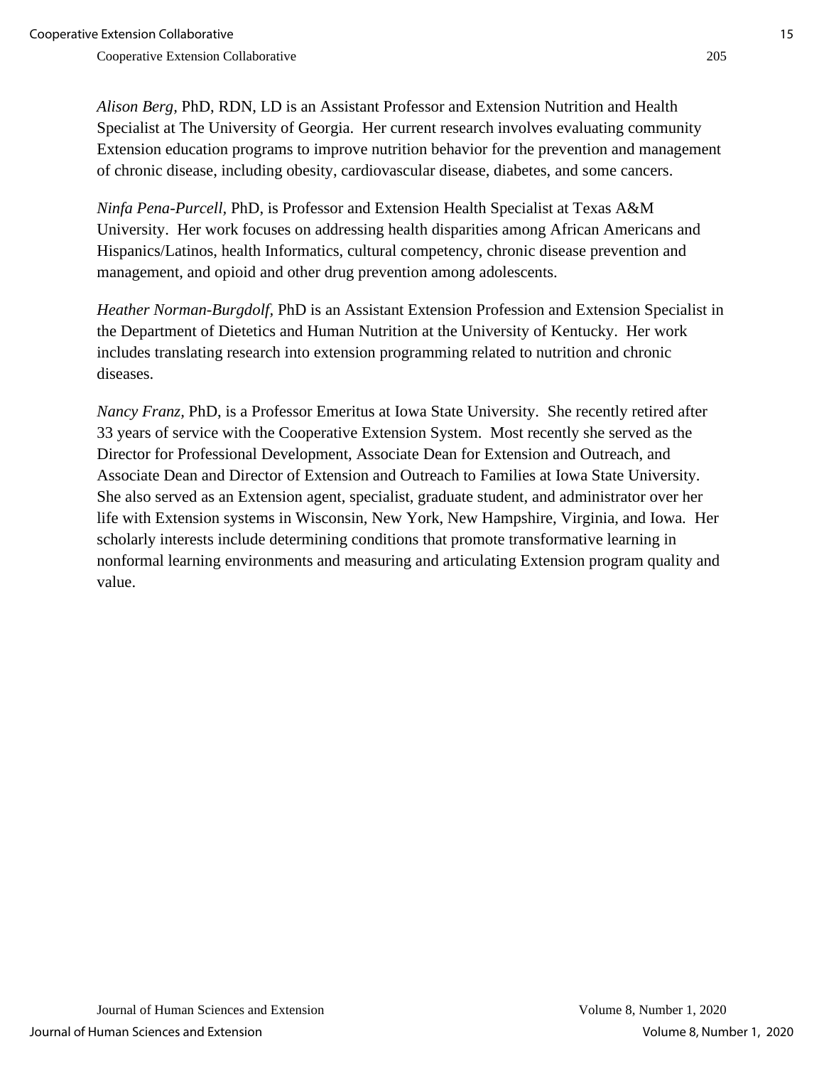*Alison Berg*, PhD, RDN, LD is an Assistant Professor and Extension Nutrition and Health Specialist at The University of Georgia. Her current research involves evaluating community Extension education programs to improve nutrition behavior for the prevention and management of chronic disease, including obesity, cardiovascular disease, diabetes, and some cancers.

*Ninfa Pena-Purcell*, PhD, is Professor and Extension Health Specialist at Texas A&M University. Her work focuses on addressing health disparities among African Americans and Hispanics/Latinos, health Informatics, cultural competency, chronic disease prevention and management, and opioid and other drug prevention among adolescents.

*Heather Norman-Burgdolf,* PhD is an Assistant Extension Profession and Extension Specialist in the Department of Dietetics and Human Nutrition at the University of Kentucky. Her work includes translating research into extension programming related to nutrition and chronic diseases.

*Nancy Franz*, PhD, is a Professor Emeritus at Iowa State University. She recently retired after 33 years of service with the Cooperative Extension System. Most recently she served as the Director for Professional Development, Associate Dean for Extension and Outreach, and Associate Dean and Director of Extension and Outreach to Families at Iowa State University. She also served as an Extension agent, specialist, graduate student, and administrator over her life with Extension systems in Wisconsin, New York, New Hampshire, Virginia, and Iowa. Her scholarly interests include determining conditions that promote transformative learning in nonformal learning environments and measuring and articulating Extension program quality and value.